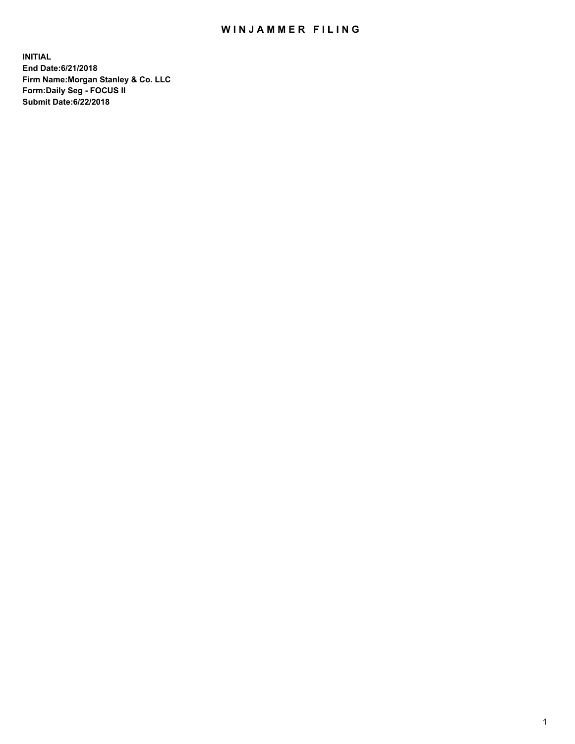# WINJAMMER FILING

**INITIAL**
**End Date:6/21/2018**
**Firm Name:Morgan Stanley & Co. LLC**
**Form:Daily Seg - FOCUS II**
**Submit Date:6/22/2018**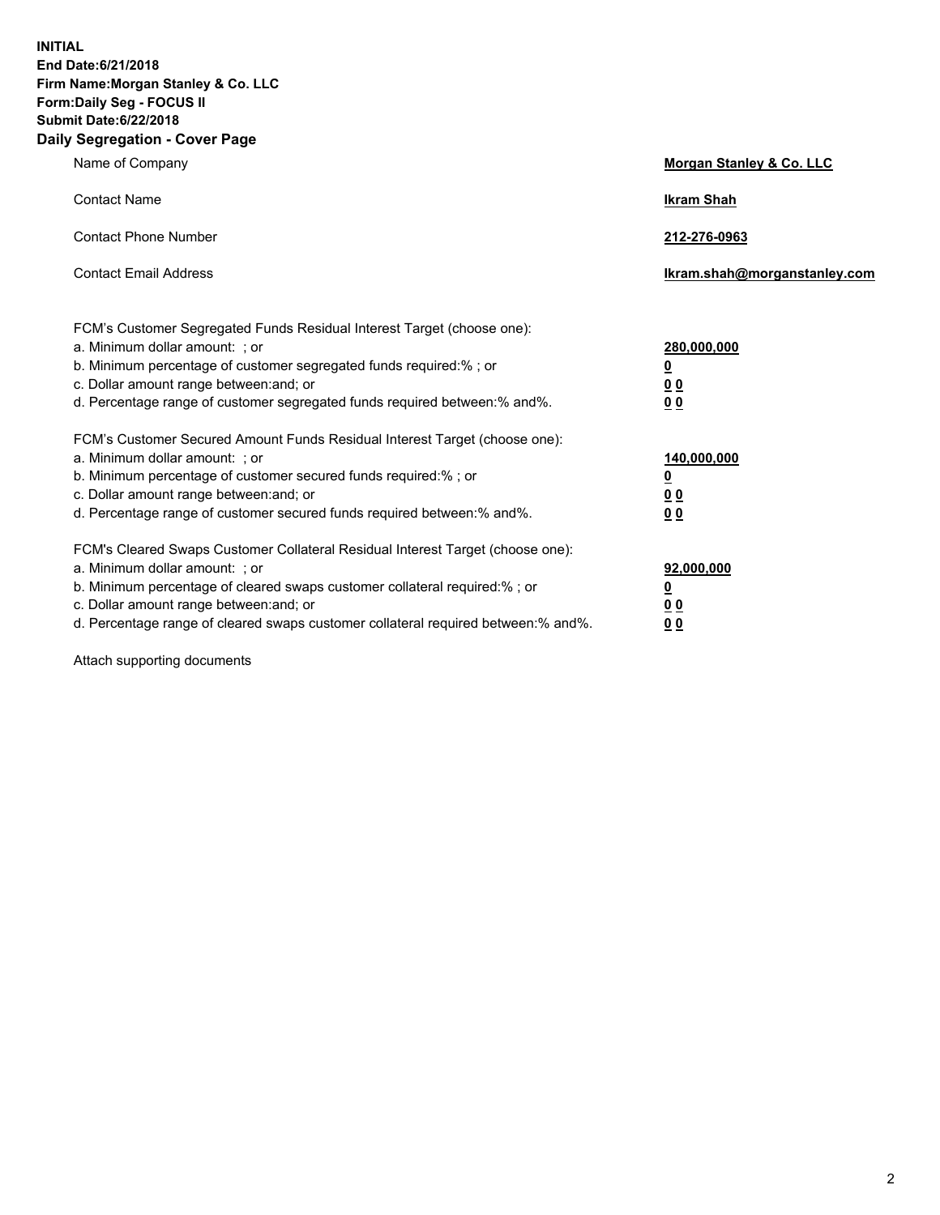**INITIAL**
**End Date:6/21/2018**
**Firm Name:Morgan Stanley & Co. LLC**
**Form:Daily Seg - FOCUS II**
**Submit Date:6/22/2018**
**Daily Segregation - Cover Page**

| | |
|---|---|
| Name of Company | **Morgan Stanley & Co. LLC** |
| Contact Name | **Ikram Shah** |
| Contact Phone Number | **212-276-0963** |
| Contact Email Address | **Ikram.shah@morganstanley.com** |

FCM's Customer Segregated Funds Residual Interest Target (choose one):

| | |
|---|---|
| a. Minimum dollar amount: ; or | **280,000,000** |
| b. Minimum percentage of customer segregated funds required:% ; or | **0** |
| c. Dollar amount range between:and; or | **0 0** |
| d. Percentage range of customer segregated funds required between:% and%. | **0 0** |

FCM's Customer Secured Amount Funds Residual Interest Target (choose one):

| | |
|---|---|
| a. Minimum dollar amount: ; or | **140,000,000** |
| b. Minimum percentage of customer secured funds required:% ; or | **0** |
| c. Dollar amount range between:and; or | **0 0** |
| d. Percentage range of customer secured funds required between:% and%. | **0 0** |

FCM's Cleared Swaps Customer Collateral Residual Interest Target (choose one):

| | |
|---|---|
| a. Minimum dollar amount: ; or | **92,000,000** |
| b. Minimum percentage of cleared swaps customer collateral required:% ; or | **0** |
| c. Dollar amount range between:and; or | **0 0** |
| d. Percentage range of cleared swaps customer collateral required between:% and%. | **0 0** |

Attach supporting documents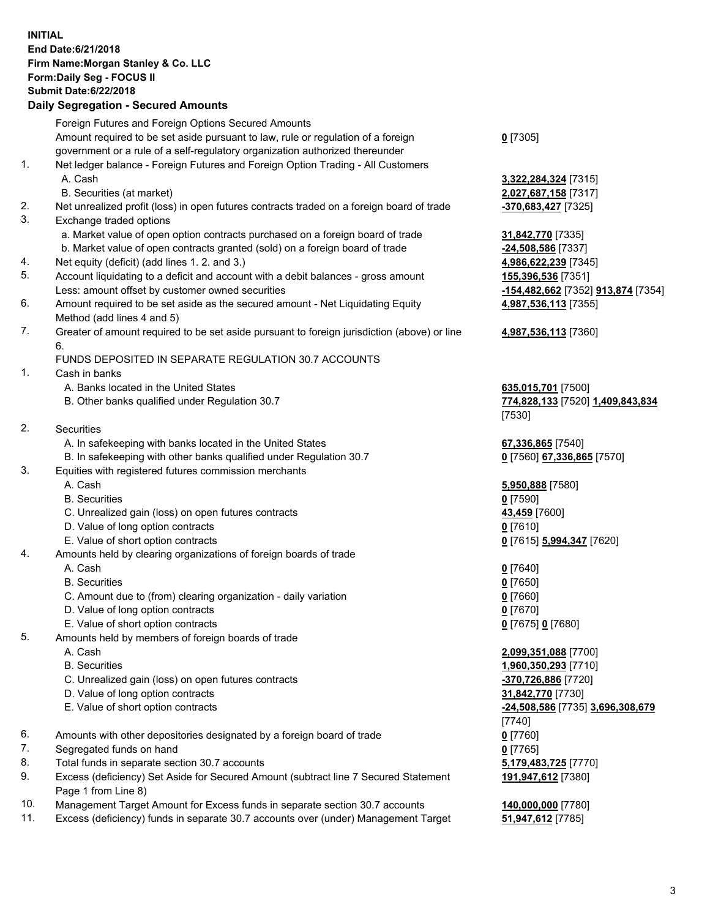**INITIAL**
**End Date:6/21/2018**
**Firm Name:Morgan Stanley & Co. LLC**
**Form:Daily Seg - FOCUS II**
**Submit Date:6/22/2018**
**Daily Segregation - Secured Amounts**

| | | |
|---|---|---|
| | Foreign Futures and Foreign Options Secured Amounts | |
| | Amount required to be set aside pursuant to law, rule or regulation of a foreign government or a rule of a self-regulatory organization authorized thereunder | **0** [7305] |
| 1. | Net ledger balance - Foreign Futures and Foreign Option Trading - All Customers | |
| | A. Cash | **3,322,284,324** [7315] |
| | B. Securities (at market) | **2,027,687,158** [7317] |
| 2. | Net unrealized profit (loss) in open futures contracts traded on a foreign board of trade | **-370,683,427** [7325] |
| 3. | Exchange traded options | |
| | a. Market value of open option contracts purchased on a foreign board of trade | **31,842,770** [7335] |
| | b. Market value of open contracts granted (sold) on a foreign board of trade | **-24,508,586** [7337] |
| 4. | Net equity (deficit) (add lines 1. 2. and 3.) | **4,986,622,239** [7345] |
| 5. | Account liquidating to a deficit and account with a debit balances - gross amount | **155,396,536** [7351] |
| | Less: amount offset by customer owned securities | **-154,482,662** [7352] **913,874** [7354] |
| 6. | Amount required to be set aside as the secured amount - Net Liquidating Equity Method (add lines 4 and 5) | **4,987,536,113** [7355] |
| 7. | Greater of amount required to be set aside pursuant to foreign jurisdiction (above) or line 6. | **4,987,536,113** [7360] |
| | FUNDS DEPOSITED IN SEPARATE REGULATION 30.7 ACCOUNTS | |
| 1. | Cash in banks | |
| | A. Banks located in the United States | **635,015,701** [7500] |
| | B. Other banks qualified under Regulation 30.7 | **774,828,133** [7520] **1,409,843,834** [7530] |
| 2. | Securities | |
| | A. In safekeeping with banks located in the United States | **67,336,865** [7540] |
| | B. In safekeeping with other banks qualified under Regulation 30.7 | **0** [7560] **67,336,865** [7570] |
| 3. | Equities with registered futures commission merchants | |
| | A. Cash | **5,950,888** [7580] |
| | B. Securities | **0** [7590] |
| | C. Unrealized gain (loss) on open futures contracts | **43,459** [7600] |
| | D. Value of long option contracts | **0** [7610] |
| | E. Value of short option contracts | **0** [7615] **5,994,347** [7620] |
| 4. | Amounts held by clearing organizations of foreign boards of trade | |
| | A. Cash | **0** [7640] |
| | B. Securities | **0** [7650] |
| | C. Amount due to (from) clearing organization - daily variation | **0** [7660] |
| | D. Value of long option contracts | **0** [7670] |
| | E. Value of short option contracts | **0** [7675] **0** [7680] |
| 5. | Amounts held by members of foreign boards of trade | |
| | A. Cash | **2,099,351,088** [7700] |
| | B. Securities | **1,960,350,293** [7710] |
| | C. Unrealized gain (loss) on open futures contracts | **-370,726,886** [7720] |
| | D. Value of long option contracts | **31,842,770** [7730] |
| | E. Value of short option contracts | **-24,508,586** [7735] **3,696,308,679** [7740] |
| 6. | Amounts with other depositories designated by a foreign board of trade | **0** [7760] |
| 7. | Segregated funds on hand | **0** [7765] |
| 8. | Total funds in separate section 30.7 accounts | **5,179,483,725** [7770] |
| 9. | Excess (deficiency) Set Aside for Secured Amount (subtract line 7 Secured Statement Page 1 from Line 8) | **191,947,612** [7380] |
| 10. | Management Target Amount for Excess funds in separate section 30.7 accounts | **140,000,000** [7780] |
| 11. | Excess (deficiency) funds in separate 30.7 accounts over (under) Management Target | **51,947,612** [7785] |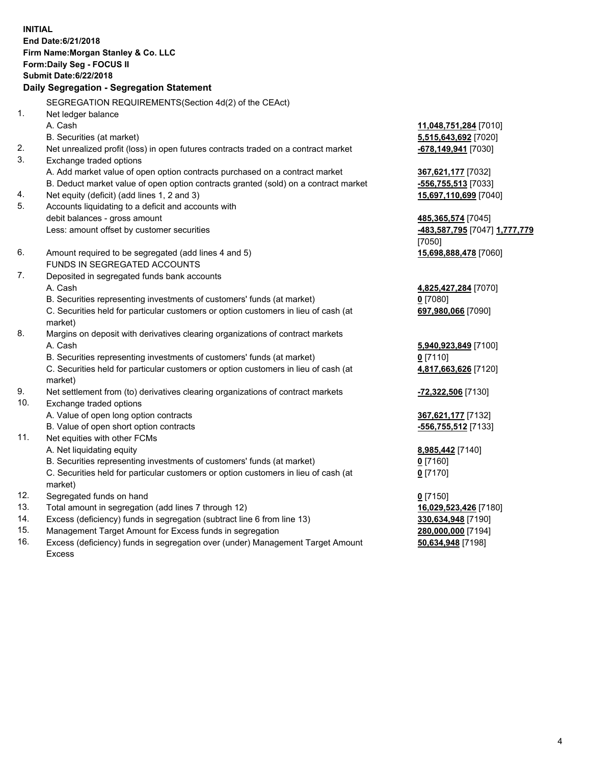**INITIAL**
**End Date:6/21/2018**
**Firm Name:Morgan Stanley & Co. LLC**
**Form:Daily Seg - FOCUS II**
**Submit Date:6/22/2018**

**Daily Segregation - Segregation Statement**

| | | |
|---|---|---|
| | SEGREGATION REQUIREMENTS(Section 4d(2) of the CEAct) | |
| 1. | Net ledger balance | |
| | A. Cash | **11,048,751,284** [7010] |
| | B. Securities (at market) | **5,515,643,692** [7020] |
| 2. | Net unrealized profit (loss) in open futures contracts traded on a contract market | **-678,149,941** [7030] |
| 3. | Exchange traded options | |
| | A. Add market value of open option contracts purchased on a contract market | **367,621,177** [7032] |
| | B. Deduct market value of open option contracts granted (sold) on a contract market | **-556,755,513** [7033] |
| 4. | Net equity (deficit) (add lines 1, 2 and 3) | **15,697,110,699** [7040] |
| 5. | Accounts liquidating to a deficit and accounts with debit balances - gross amount | **485,365,574** [7045] |
| | Less: amount offset by customer securities | **-483,587,795** [7047] **1,777,779** [7050] |
| 6. | Amount required to be segregated (add lines 4 and 5) | **15,698,888,478** [7060] |
| | FUNDS IN SEGREGATED ACCOUNTS | |
| 7. | Deposited in segregated funds bank accounts | |
| | A. Cash | **4,825,427,284** [7070] |
| | B. Securities representing investments of customers' funds (at market) | **0** [7080] |
| | C. Securities held for particular customers or option customers in lieu of cash (at market) | **697,980,066** [7090] |
| 8. | Margins on deposit with derivatives clearing organizations of contract markets | |
| | A. Cash | **5,940,923,849** [7100] |
| | B. Securities representing investments of customers' funds (at market) | **0** [7110] |
| | C. Securities held for particular customers or option customers in lieu of cash (at market) | **4,817,663,626** [7120] |
| 9. | Net settlement from (to) derivatives clearing organizations of contract markets | **-72,322,506** [7130] |
| 10. | Exchange traded options | |
| | A. Value of open long option contracts | **367,621,177** [7132] |
| | B. Value of open short option contracts | **-556,755,512** [7133] |
| 11. | Net equities with other FCMs | |
| | A. Net liquidating equity | **8,985,442** [7140] |
| | B. Securities representing investments of customers' funds (at market) | **0** [7160] |
| | C. Securities held for particular customers or option customers in lieu of cash (at market) | **0** [7170] |
| 12. | Segregated funds on hand | **0** [7150] |
| 13. | Total amount in segregation (add lines 7 through 12) | **16,029,523,426** [7180] |
| 14. | Excess (deficiency) funds in segregation (subtract line 6 from line 13) | **330,634,948** [7190] |
| 15. | Management Target Amount for Excess funds in segregation | **280,000,000** [7194] |
| 16. | Excess (deficiency) funds in segregation over (under) Management Target Amount Excess | **50,634,948** [7198] |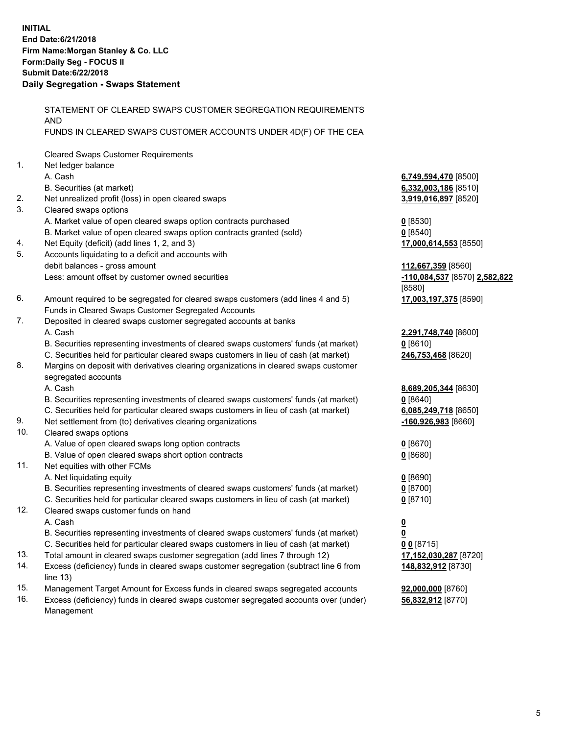**INITIAL**
**End Date:6/21/2018**
**Firm Name:Morgan Stanley & Co. LLC**
**Form:Daily Seg - FOCUS II**
**Submit Date:6/22/2018**
**Daily Segregation - Swaps Statement**

STATEMENT OF CLEARED SWAPS CUSTOMER SEGREGATION REQUIREMENTS AND FUNDS IN CLEARED SWAPS CUSTOMER ACCOUNTS UNDER 4D(F) OF THE CEA

| | | |
|---|---|---|
| | Cleared Swaps Customer Requirements | |
| 1. | Net ledger balance | |
| | A. Cash | **6,749,594,470** [8500] |
| | B. Securities (at market) | **6,332,003,186** [8510] |
| 2. | Net unrealized profit (loss) in open cleared swaps | **3,919,016,897** [8520] |
| 3. | Cleared swaps options | |
| | A. Market value of open cleared swaps option contracts purchased | **0** [8530] |
| | B. Market value of open cleared swaps option contracts granted (sold) | **0** [8540] |
| 4. | Net Equity (deficit) (add lines 1, 2, and 3) | **17,000,614,553** [8550] |
| 5. | Accounts liquidating to a deficit and accounts with debit balances - gross amount | **112,667,359** [8560] |
| | Less: amount offset by customer owned securities | **-110,084,537** [8570] **2,582,822** [8580] |
| 6. | Amount required to be segregated for cleared swaps customers (add lines 4 and 5) | **17,003,197,375** [8590] |
| | Funds in Cleared Swaps Customer Segregated Accounts | |
| 7. | Deposited in cleared swaps customer segregated accounts at banks | |
| | A. Cash | **2,291,748,740** [8600] |
| | B. Securities representing investments of cleared swaps customers' funds (at market) | **0** [8610] |
| | C. Securities held for particular cleared swaps customers in lieu of cash (at market) | **246,753,468** [8620] |
| 8. | Margins on deposit with derivatives clearing organizations in cleared swaps customer segregated accounts | |
| | A. Cash | **8,689,205,344** [8630] |
| | B. Securities representing investments of cleared swaps customers' funds (at market) | **0** [8640] |
| | C. Securities held for particular cleared swaps customers in lieu of cash (at market) | **6,085,249,718** [8650] |
| 9. | Net settlement from (to) derivatives clearing organizations | **-160,926,983** [8660] |
| 10. | Cleared swaps options | |
| | A. Value of open cleared swaps long option contracts | **0** [8670] |
| | B. Value of open cleared swaps short option contracts | **0** [8680] |
| 11. | Net equities with other FCMs | |
| | A. Net liquidating equity | **0** [8690] |
| | B. Securities representing investments of cleared swaps customers' funds (at market) | **0** [8700] |
| | C. Securities held for particular cleared swaps customers in lieu of cash (at market) | **0** [8710] |
| 12. | Cleared swaps customer funds on hand | |
| | A. Cash | **0** |
| | B. Securities representing investments of cleared swaps customers' funds (at market) | **0** |
| | C. Securities held for particular cleared swaps customers in lieu of cash (at market) | **0** **0** [8715] |
| 13. | Total amount in cleared swaps customer segregation (add lines 7 through 12) | **17,152,030,287** [8720] |
| 14. | Excess (deficiency) funds in cleared swaps customer segregation (subtract line 6 from line 13) | **148,832,912** [8730] |
| 15. | Management Target Amount for Excess funds in cleared swaps segregated accounts | **92,000,000** [8760] |
| 16. | Excess (deficiency) funds in cleared swaps customer segregated accounts over (under) Management | **56,832,912** [8770] |